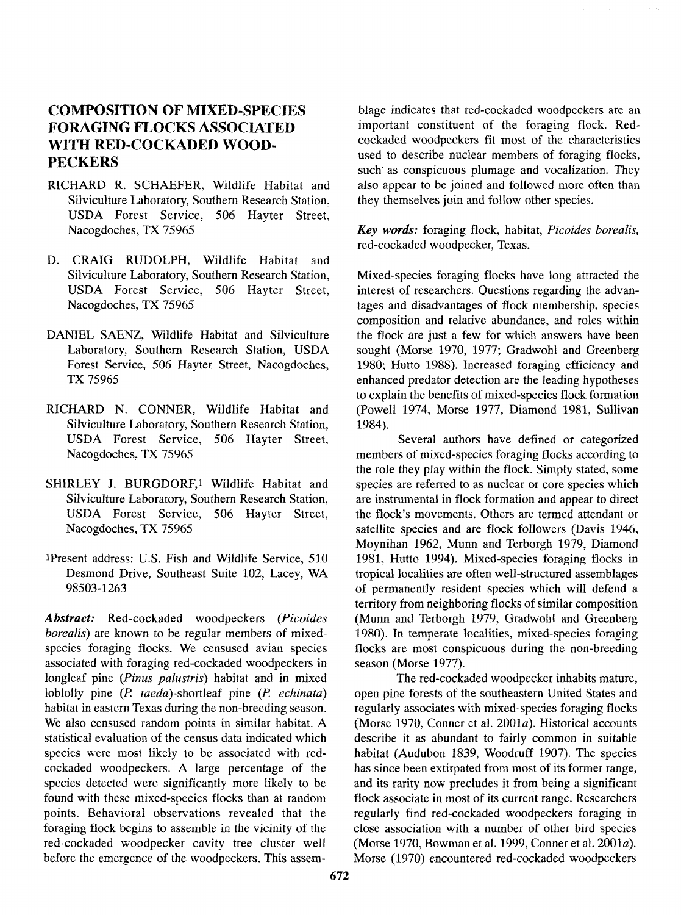# COMPOSITION OF MIXED-SPECIES FORAGING FLOCKS ASSOCIATED WITH RED-COCKADED WOODPECKERS

RICHARD R. SCHAEFER, Wildlife Habitat and Silviculture Laboratory, Southern Research Station, USDA Forest Service, 506 Hayter Street, Nacogdoches, TX 75965

D. CRAIG RUDOLPH, Wildlife Habitat and Silviculture Laboratory, Southern Research Station, USDA Forest Service, 506 Hayter Street, Nacogdoches, TX 75965

DANIEL SAENZ, Wildlife Habitat and Silviculture Laboratory, Southern Research Station, USDA Forest Service, 506 Hayter Street, Nacogdoches, TX 75965

RICHARD N. CONNER, Wildlife Habitat and Silviculture Laboratory, Southern Research Station, USDA Forest Service, 506 Hayter Street, Nacogdoches, TX 75965

SHIRLEY J. BURGDORF,[1] Wildlife Habitat and Silviculture Laboratory, Southern Research Station, USDA Forest Service, 506 Hayter Street, Nacogdoches, TX 75965

[1]Present address: U.S. Fish and Wildlife Service, 510 Desmond Drive, Southeast Suite 102, Lacey, WA 98503-1263

***Abstract:*** Red-cockaded woodpeckers (*Picoides borealis*) are known to be regular members of mixed-species foraging flocks. We censused avian species associated with foraging red-cockaded woodpeckers in longleaf pine (*Pinus palustris*) habitat and in mixed loblolly pine (*P. taeda*)-shortleaf pine (*P. echinata*) habitat in eastern Texas during the non-breeding season. We also censused random points in similar habitat. A statistical evaluation of the census data indicated which species were most likely to be associated with red-cockaded woodpeckers. A large percentage of the species detected were significantly more likely to be found with these mixed-species flocks than at random points. Behavioral observations revealed that the foraging flock begins to assemble in the vicinity of the red-cockaded woodpecker cavity tree cluster well before the emergence of the woodpeckers. This assemblage indicates that red-cockaded woodpeckers are an important constituent of the foraging flock. Red-cockaded woodpeckers fit most of the characteristics used to describe nuclear members of foraging flocks, such as conspicuous plumage and vocalization. They also appear to be joined and followed more often than they themselves join and follow other species.

***Key words:*** foraging flock, habitat, *Picoides borealis*, red-cockaded woodpecker, Texas.

Mixed-species foraging flocks have long attracted the interest of researchers. Questions regarding the advantages and disadvantages of flock membership, species composition and relative abundance, and roles within the flock are just a few for which answers have been sought (Morse 1970, 1977; Gradwohl and Greenberg 1980; Hutto 1988). Increased foraging efficiency and enhanced predator detection are the leading hypotheses to explain the benefits of mixed-species flock formation (Powell 1974, Morse 1977, Diamond 1981, Sullivan 1984).

Several authors have defined or categorized members of mixed-species foraging flocks according to the role they play within the flock. Simply stated, some species are referred to as nuclear or core species which are instrumental in flock formation and appear to direct the flock's movements. Others are termed attendant or satellite species and are flock followers (Davis 1946, Moynihan 1962, Munn and Terborgh 1979, Diamond 1981, Hutto 1994). Mixed-species foraging flocks in tropical localities are often well-structured assemblages of permanently resident species which will defend a territory from neighboring flocks of similar composition (Munn and Terborgh 1979, Gradwohl and Greenberg 1980). In temperate localities, mixed-species foraging flocks are most conspicuous during the non-breeding season (Morse 1977).

The red-cockaded woodpecker inhabits mature, open pine forests of the southeastern United States and regularly associates with mixed-species foraging flocks (Morse 1970, Conner et al. 2001*a*). Historical accounts describe it as abundant to fairly common in suitable habitat (Audubon 1839, Woodruff 1907). The species has since been extirpated from most of its former range, and its rarity now precludes it from being a significant flock associate in most of its current range. Researchers regularly find red-cockaded woodpeckers foraging in close association with a number of other bird species (Morse 1970, Bowman et al. 1999, Conner et al. 2001*a*). Morse (1970) encountered red-cockaded woodpeckers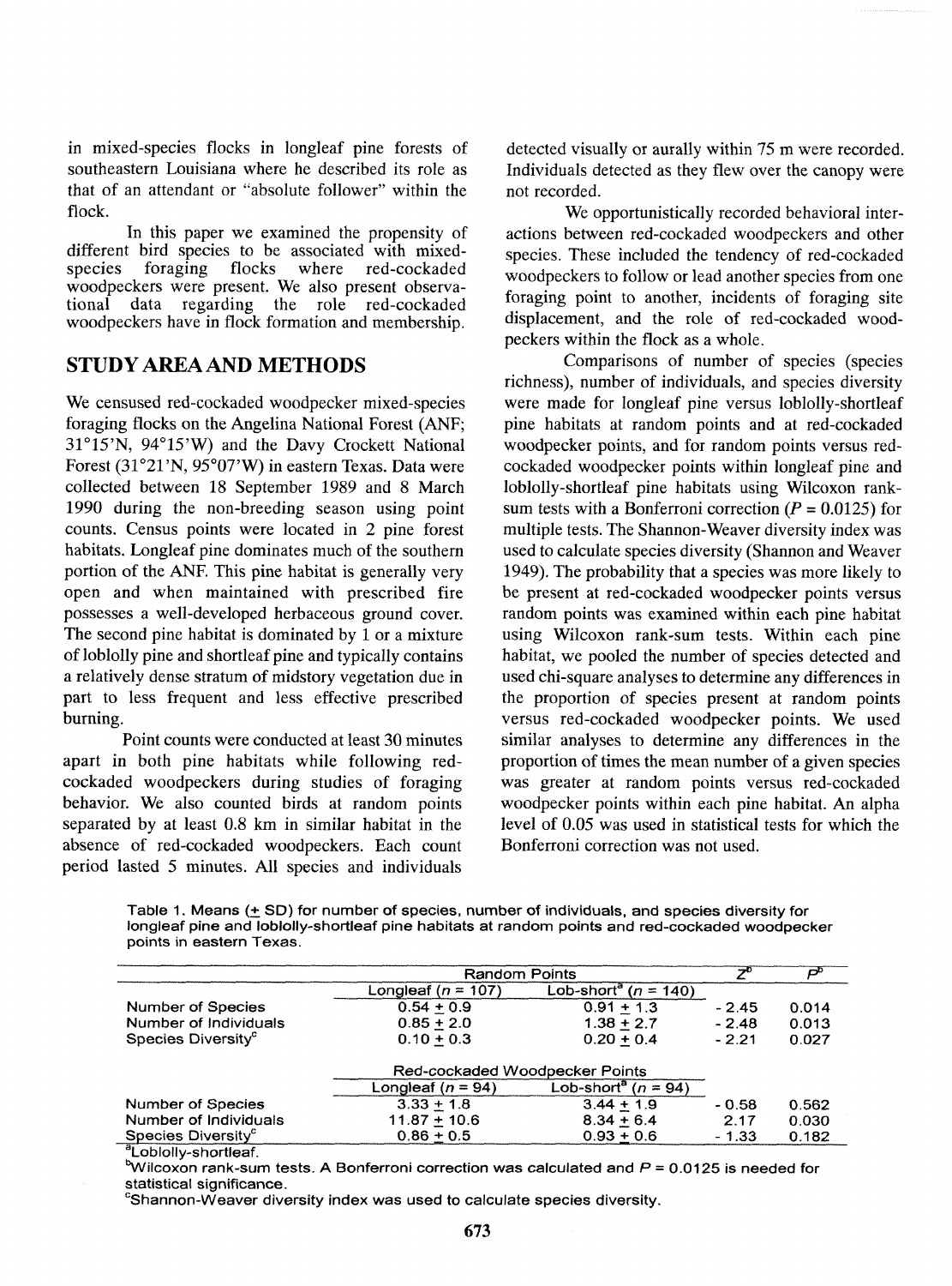in mixed-species flocks in longleaf pine forests of southeastern Louisiana where he described its role as that of an attendant or "absolute follower" within the flock.

In this paper we examined the propensity of different bird species to be associated with mixed-species foraging flocks where red-cockaded woodpeckers were present. We also present observational data regarding the role red-cockaded woodpeckers have in flock formation and membership.

## STUDY AREA AND METHODS

We censused red-cockaded woodpecker mixed-species foraging flocks on the Angelina National Forest (ANF; 31°15'N, 94°15'W) and the Davy Crockett National Forest (31°21'N, 95°07'W) in eastern Texas. Data were collected between 18 September 1989 and 8 March 1990 during the non-breeding season using point counts. Census points were located in 2 pine forest habitats. Longleaf pine dominates much of the southern portion of the ANF. This pine habitat is generally very open and when maintained with prescribed fire possesses a well-developed herbaceous ground cover. The second pine habitat is dominated by 1 or a mixture of loblolly pine and shortleaf pine and typically contains a relatively dense stratum of midstory vegetation due in part to less frequent and less effective prescribed burning.

Point counts were conducted at least 30 minutes apart in both pine habitats while following red-cockaded woodpeckers during studies of foraging behavior. We also counted birds at random points separated by at least 0.8 km in similar habitat in the absence of red-cockaded woodpeckers. Each count period lasted 5 minutes. All species and individuals detected visually or aurally within 75 m were recorded. Individuals detected as they flew over the canopy were not recorded.

We opportunistically recorded behavioral interactions between red-cockaded woodpeckers and other species. These included the tendency of red-cockaded woodpeckers to follow or lead another species from one foraging point to another, incidents of foraging site displacement, and the role of red-cockaded woodpeckers within the flock as a whole.

Comparisons of number of species (species richness), number of individuals, and species diversity were made for longleaf pine versus loblolly-shortleaf pine habitats at random points and at red-cockaded woodpecker points, and for random points versus red-cockaded woodpecker points within longleaf pine and loblolly-shortleaf pine habitats using Wilcoxon rank-sum tests with a Bonferroni correction ($P = 0.0125$) for multiple tests. The Shannon-Weaver diversity index was used to calculate species diversity (Shannon and Weaver 1949). The probability that a species was more likely to be present at red-cockaded woodpecker points versus random points was examined within each pine habitat using Wilcoxon rank-sum tests. Within each pine habitat, we pooled the number of species detected and used chi-square analyses to determine any differences in the proportion of species present at random points versus red-cockaded woodpecker points. We used similar analyses to determine any differences in the proportion of times the mean number of a given species was greater at random points versus red-cockaded woodpecker points within each pine habitat. An alpha level of 0.05 was used in statistical tests for which the Bonferroni correction was not used.

Table 1. Means (± SD) for number of species, number of individuals, and species diversity for longleaf pine and loblolly-shortleaf pine habitats at random points and red-cockaded woodpecker points in eastern Texas.

| | Random Points | | $Z$[b] | $P$[b] |
|---|---|---|---|---|
| | Longleaf ($n$ = 107) | Lob-short[a] ($n$ = 140) | | |
| Number of Species | 0.54 ± 0.9 | 0.91 ± 1.3 | - 2.45 | 0.014 |
| Number of Individuals | 0.85 ± 2.0 | 1.38 ± 2.7 | - 2.48 | 0.013 |
| Species Diversity[c] | 0.10 ± 0.3 | 0.20 ± 0.4 | - 2.21 | 0.027 |
| | Red-cockaded Woodpecker Points | | | |
| | Longleaf ($n$ = 94) | Lob-short[a] ($n$ = 94) | | |
| Number of Species | 3.33 ± 1.8 | 3.44 ± 1.9 | - 0.58 | 0.562 |
| Number of Individuals | 11.87 ± 10.6 | 8.34 ± 6.4 | 2.17 | 0.030 |
| Species Diversity[c] | 0.86 ± 0.5 | 0.93 ± 0.6 | - 1.33 | 0.182 |

[a]Loblolly-shortleaf.
[b]Wilcoxon rank-sum tests. A Bonferroni correction was calculated and $P = 0.0125$ is needed for statistical significance.
[c]Shannon-Weaver diversity index was used to calculate species diversity.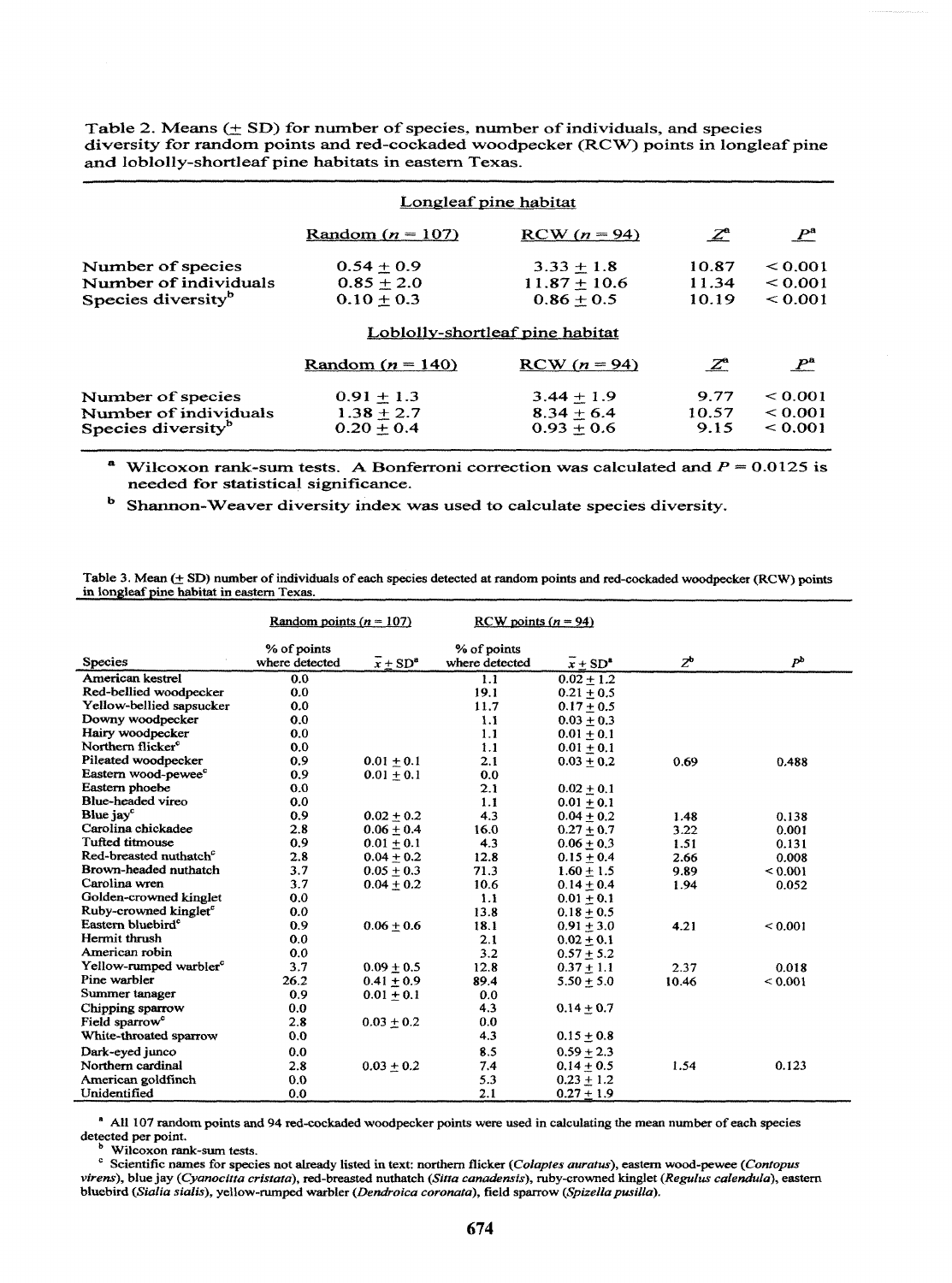Table 2. Means (± SD) for number of species, number of individuals, and species diversity for random points and red-cockaded woodpecker (RCW) points in longleaf pine and loblolly-shortleaf pine habitats in eastern Texas.

| | Longleaf pine habitat | | | |
|---|---|---|---|---|
| | Random ($n$ = 107) | RCW ($n$ = 94) | $Z$[a] | $P$[a] |
| Number of species | 0.54 ± 0.9 | 3.33 ± 1.8 | 10.87 | < 0.001 |
| Number of individuals | 0.85 ± 2.0 | 11.87 ± 10.6 | 11.34 | < 0.001 |
| Species diversity[b] | 0.10 ± 0.3 | 0.86 ± 0.5 | 10.19 | < 0.001 |
| | **Loblolly-shortleaf pine habitat** | | | |
| | Random ($n$ = 140) | RCW ($n$ = 94) | $Z$[a] | $P$[a] |
| Number of species | 0.91 ± 1.3 | 3.44 ± 1.9 | 9.77 | < 0.001 |
| Number of individuals | 1.38 ± 2.7 | 8.34 ± 6.4 | 10.57 | < 0.001 |
| Species diversity[b] | 0.20 ± 0.4 | 0.93 ± 0.6 | 9.15 | < 0.001 |

[a] Wilcoxon rank-sum tests. A Bonferroni correction was calculated and $P$ = 0.0125 is needed for statistical significance.

[b] Shannon-Weaver diversity index was used to calculate species diversity.

Table 3. Mean (± SD) number of individuals of each species detected at random points and red-cockaded woodpecker (RCW) points in longleaf pine habitat in eastern Texas.

| | Random points ($n$ = 107) | | RCW points ($n$ = 94) | | | |
|---|---|---|---|---|---|---|
| Species | % of points where detected | $\bar{x}$ ± SD[a] | % of points where detected | $\bar{x}$ ± SD[a] | $Z$[b] | $P$[b] |
| American kestrel | 0.0 | | 1.1 | 0.02 ± 1.2 | | |
| Red-bellied woodpecker | 0.0 | | 19.1 | 0.21 ± 0.5 | | |
| Yellow-bellied sapsucker | 0.0 | | 11.7 | 0.17 ± 0.5 | | |
| Downy woodpecker | 0.0 | | 1.1 | 0.03 ± 0.3 | | |
| Hairy woodpecker | 0.0 | | 1.1 | 0.01 ± 0.1 | | |
| Northern flicker[c] | 0.0 | | 1.1 | 0.01 ± 0.1 | | |
| Pileated woodpecker | 0.9 | 0.01 ± 0.1 | 2.1 | 0.03 ± 0.2 | 0.69 | 0.488 |
| Eastern wood-pewee[c] | 0.9 | 0.01 ± 0.1 | 0.0 | | | |
| Eastern phoebe | 0.0 | | 2.1 | 0.02 ± 0.1 | | |
| Blue-headed vireo | 0.0 | | 1.1 | 0.01 ± 0.1 | | |
| Blue jay[c] | 0.9 | 0.02 ± 0.2 | 4.3 | 0.04 ± 0.2 | 1.48 | 0.138 |
| Carolina chickadee | 2.8 | 0.06 ± 0.4 | 16.0 | 0.27 ± 0.7 | 3.22 | 0.001 |
| Tufted titmouse | 0.9 | 0.01 ± 0.1 | 4.3 | 0.06 ± 0.3 | 1.51 | 0.131 |
| Red-breasted nuthatch[c] | 2.8 | 0.04 ± 0.2 | 12.8 | 0.15 ± 0.4 | 2.66 | 0.008 |
| Brown-headed nuthatch | 3.7 | 0.05 ± 0.3 | 71.3 | 1.60 ± 1.5 | 9.89 | < 0.001 |
| Carolina wren | 3.7 | 0.04 ± 0.2 | 10.6 | 0.14 ± 0.4 | 1.94 | 0.052 |
| Golden-crowned kinglet | 0.0 | | 1.1 | 0.01 ± 0.1 | | |
| Ruby-crowned kinglet[c] | 0.0 | | 13.8 | 0.18 ± 0.5 | | |
| Eastern bluebird[c] | 0.9 | 0.06 ± 0.6 | 18.1 | 0.91 ± 3.0 | 4.21 | < 0.001 |
| Hermit thrush | 0.0 | | 2.1 | 0.02 ± 0.1 | | |
| American robin | 0.0 | | 3.2 | 0.57 ± 5.2 | | |
| Yellow-rumped warbler[c] | 3.7 | 0.09 ± 0.5 | 12.8 | 0.37 ± 1.1 | 2.37 | 0.018 |
| Pine warbler | 26.2 | 0.41 ± 0.9 | 89.4 | 5.50 ± 5.0 | 10.46 | < 0.001 |
| Summer tanager | 0.9 | 0.01 ± 0.1 | 0.0 | | | |
| Chipping sparrow | 0.0 | | 4.3 | 0.14 ± 0.7 | | |
| Field sparrow[c] | 2.8 | 0.03 ± 0.2 | 0.0 | | | |
| White-throated sparrow | 0.0 | | 4.3 | 0.15 ± 0.8 | | |
| Dark-eyed junco | 0.0 | | 8.5 | 0.59 ± 2.3 | | |
| Northern cardinal | 2.8 | 0.03 ± 0.2 | 7.4 | 0.14 ± 0.5 | 1.54 | 0.123 |
| American goldfinch | 0.0 | | 5.3 | 0.23 ± 1.2 | | |
| Unidentified | 0.0 | | 2.1 | 0.27 ± 1.9 | | |

[a] All 107 random points and 94 red-cockaded woodpecker points were used in calculating the mean number of each species detected per point.

[b] Wilcoxon rank-sum tests.

[c] Scientific names for species not already listed in text: northern flicker (*Colaptes auratus*), eastern wood-pewee (*Contopus virens*), blue jay (*Cyanocitta cristata*), red-breasted nuthatch (*Sitta canadensis*), ruby-crowned kinglet (*Regulus calendula*), eastern bluebird (*Sialia sialis*), yellow-rumped warbler (*Dendroica coronata*), field sparrow (*Spizella pusilla*).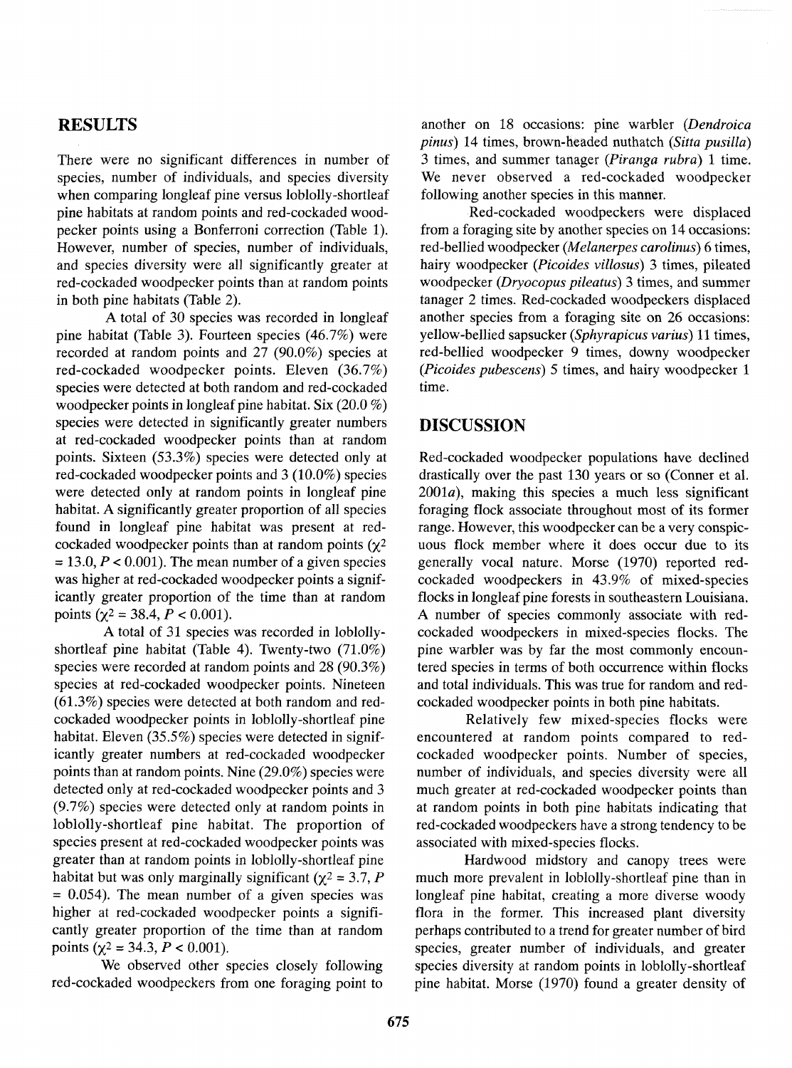## RESULTS

There were no significant differences in number of species, number of individuals, and species diversity when comparing longleaf pine versus loblolly-shortleaf pine habitats at random points and red-cockaded woodpecker points using a Bonferroni correction (Table 1). However, number of species, number of individuals, and species diversity were all significantly greater at red-cockaded woodpecker points than at random points in both pine habitats (Table 2).

A total of 30 species was recorded in longleaf pine habitat (Table 3). Fourteen species (46.7%) were recorded at random points and 27 (90.0%) species at red-cockaded woodpecker points. Eleven (36.7%) species were detected at both random and red-cockaded woodpecker points in longleaf pine habitat. Six (20.0 %) species were detected in significantly greater numbers at red-cockaded woodpecker points than at random points. Sixteen (53.3%) species were detected only at red-cockaded woodpecker points and 3 (10.0%) species were detected only at random points in longleaf pine habitat. A significantly greater proportion of all species found in longleaf pine habitat was present at red-cockaded woodpecker points than at random points ($\chi^2 = 13.0$, $P < 0.001$). The mean number of a given species was higher at red-cockaded woodpecker points a significantly greater proportion of the time than at random points ($\chi^2 = 38.4$, $P < 0.001$).

A total of 31 species was recorded in loblolly-shortleaf pine habitat (Table 4). Twenty-two (71.0%) species were recorded at random points and 28 (90.3%) species at red-cockaded woodpecker points. Nineteen (61.3%) species were detected at both random and red-cockaded woodpecker points in loblolly-shortleaf pine habitat. Eleven (35.5%) species were detected in significantly greater numbers at red-cockaded woodpecker points than at random points. Nine (29.0%) species were detected only at red-cockaded woodpecker points and 3 (9.7%) species were detected only at random points in loblolly-shortleaf pine habitat. The proportion of species present at red-cockaded woodpecker points was greater than at random points in loblolly-shortleaf pine habitat but was only marginally significant ($\chi^2 = 3.7$, $P = 0.054$). The mean number of a given species was higher at red-cockaded woodpecker points a significantly greater proportion of the time than at random points ($\chi^2 = 34.3$, $P < 0.001$).

We observed other species closely following red-cockaded woodpeckers from one foraging point to another on 18 occasions: pine warbler (*Dendroica pinus*) 14 times, brown-headed nuthatch (*Sitta pusilla*) 3 times, and summer tanager (*Piranga rubra*) 1 time. We never observed a red-cockaded woodpecker following another species in this manner.

Red-cockaded woodpeckers were displaced from a foraging site by another species on 14 occasions: red-bellied woodpecker (*Melanerpes carolinus*) 6 times, hairy woodpecker (*Picoides villosus*) 3 times, pileated woodpecker (*Dryocopus pileatus*) 3 times, and summer tanager 2 times. Red-cockaded woodpeckers displaced another species from a foraging site on 26 occasions: yellow-bellied sapsucker (*Sphyrapicus varius*) 11 times, red-bellied woodpecker 9 times, downy woodpecker (*Picoides pubescens*) 5 times, and hairy woodpecker 1 time.

## DISCUSSION

Red-cockaded woodpecker populations have declined drastically over the past 130 years or so (Conner et al. 2001*a*), making this species a much less significant foraging flock associate throughout most of its former range. However, this woodpecker can be a very conspicuous flock member where it does occur due to its generally vocal nature. Morse (1970) reported red-cockaded woodpeckers in 43.9% of mixed-species flocks in longleaf pine forests in southeastern Louisiana. A number of species commonly associate with red-cockaded woodpeckers in mixed-species flocks. The pine warbler was by far the most commonly encountered species in terms of both occurrence within flocks and total individuals. This was true for random and red-cockaded woodpecker points in both pine habitats.

Relatively few mixed-species flocks were encountered at random points compared to red-cockaded woodpecker points. Number of species, number of individuals, and species diversity were all much greater at red-cockaded woodpecker points than at random points in both pine habitats indicating that red-cockaded woodpeckers have a strong tendency to be associated with mixed-species flocks.

Hardwood midstory and canopy trees were much more prevalent in loblolly-shortleaf pine than in longleaf pine habitat, creating a more diverse woody flora in the former. This increased plant diversity perhaps contributed to a trend for greater number of bird species, greater number of individuals, and greater species diversity at random points in loblolly-shortleaf pine habitat. Morse (1970) found a greater density of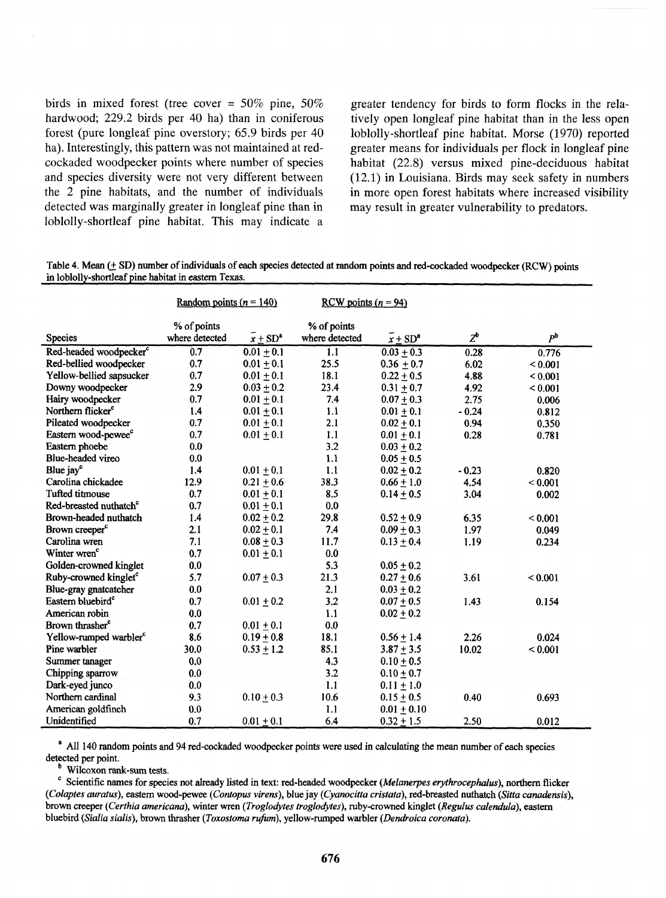birds in mixed forest (tree cover = 50% pine, 50% hardwood; 229.2 birds per 40 ha) than in coniferous forest (pure longleaf pine overstory; 65.9 birds per 40 ha). Interestingly, this pattern was not maintained at red-cockaded woodpecker points where number of species and species diversity were not very different between the 2 pine habitats, and the number of individuals detected was marginally greater in longleaf pine than in loblolly-shortleaf pine habitat. This may indicate a greater tendency for birds to form flocks in the relatively open longleaf pine habitat than in the less open loblolly-shortleaf pine habitat. Morse (1970) reported greater means for individuals per flock in longleaf pine habitat (22.8) versus mixed pine-deciduous habitat (12.1) in Louisiana. Birds may seek safety in numbers in more open forest habitats where increased visibility may result in greater vulnerability to predators.

Table 4. Mean (± SD) number of individuals of each species detected at random points and red-cockaded woodpecker (RCW) points in loblolly-shortleaf pine habitat in eastern Texas.

| | Random points ($n$ = 140) | | RCW points ($n$ = 94) | | | |
|---|---|---|---|---|---|---|
| Species | % of points where detected | $\bar{x} \pm$ SD[a] | % of points where detected | $\bar{x} \pm$ SD[a] | $Z$[b] | $P$[b] |
| Red-headed woodpecker[c] | 0.7 | 0.01 ± 0.1 | 1.1 | 0.03 ± 0.3 | 0.28 | 0.776 |
| Red-bellied woodpecker | 0.7 | 0.01 ± 0.1 | 25.5 | 0.36 ± 0.7 | 6.02 | < 0.001 |
| Yellow-bellied sapsucker | 0.7 | 0.01 ± 0.1 | 18.1 | 0.22 ± 0.5 | 4.88 | < 0.001 |
| Downy woodpecker | 2.9 | 0.03 ± 0.2 | 23.4 | 0.31 ± 0.7 | 4.92 | < 0.001 |
| Hairy woodpecker | 0.7 | 0.01 ± 0.1 | 7.4 | 0.07 ± 0.3 | 2.75 | 0.006 |
| Northern flicker[c] | 1.4 | 0.01 ± 0.1 | 1.1 | 0.01 ± 0.1 | - 0.24 | 0.812 |
| Pileated woodpecker | 0.7 | 0.01 ± 0.1 | 2.1 | 0.02 ± 0.1 | 0.94 | 0.350 |
| Eastern wood-pewee[c] | 0.7 | 0.01 ± 0.1 | 1.1 | 0.01 ± 0.1 | 0.28 | 0.781 |
| Eastern phoebe | 0.0 | | 3.2 | 0.03 ± 0.2 | | |
| Blue-headed vireo | 0.0 | | 1.1 | 0.05 ± 0.5 | | |
| Blue jay[c] | 1.4 | 0.01 ± 0.1 | 1.1 | 0.02 ± 0.2 | - 0.23 | 0.820 |
| Carolina chickadee | 12.9 | 0.21 ± 0.6 | 38.3 | 0.66 ± 1.0 | 4.54 | < 0.001 |
| Tufted titmouse | 0.7 | 0.01 ± 0.1 | 8.5 | 0.14 ± 0.5 | 3.04 | 0.002 |
| Red-breasted nuthatch[c] | 0.7 | 0.01 ± 0.1 | 0.0 | | | |
| Brown-headed nuthatch | 1.4 | 0.02 ± 0.2 | 29.8 | 0.52 ± 0.9 | 6.35 | < 0.001 |
| Brown creeper[c] | 2.1 | 0.02 ± 0.1 | 7.4 | 0.09 ± 0.3 | 1.97 | 0.049 |
| Carolina wren | 7.1 | 0.08 ± 0.3 | 11.7 | 0.13 ± 0.4 | 1.19 | 0.234 |
| Winter wren[c] | 0.7 | 0.01 ± 0.1 | 0.0 | | | |
| Golden-crowned kinglet | 0.0 | | 5.3 | 0.05 ± 0.2 | | |
| Ruby-crowned kinglet[c] | 5.7 | 0.07 ± 0.3 | 21.3 | 0.27 ± 0.6 | 3.61 | < 0.001 |
| Blue-gray gnatcatcher | 0.0 | | 2.1 | 0.03 ± 0.2 | | |
| Eastern bluebird[c] | 0.7 | 0.01 ± 0.2 | 3.2 | 0.07 ± 0.5 | 1.43 | 0.154 |
| American robin | 0.0 | | 1.1 | 0.02 ± 0.2 | | |
| Brown thrasher[c] | 0.7 | 0.01 ± 0.1 | 0.0 | | | |
| Yellow-rumped warbler[c] | 8.6 | 0.19 ± 0.8 | 18.1 | 0.56 ± 1.4 | 2.26 | 0.024 |
| Pine warbler | 30.0 | 0.53 ± 1.2 | 85.1 | 3.87 ± 3.5 | 10.02 | < 0.001 |
| Summer tanager | 0.0 | | 4.3 | 0.10 ± 0.5 | | |
| Chipping sparrow | 0.0 | | 3.2 | 0.10 ± 0.7 | | |
| Dark-eyed junco | 0.0 | | 1.1 | 0.11 ± 1.0 | | |
| Northern cardinal | 9.3 | 0.10 ± 0.3 | 10.6 | 0.15 ± 0.5 | 0.40 | 0.693 |
| American goldfinch | 0.0 | | 1.1 | 0.01 ± 0.10 | | |
| Unidentified | 0.7 | 0.01 ± 0.1 | 6.4 | 0.32 ± 1.5 | 2.50 | 0.012 |

[a] All 140 random points and 94 red-cockaded woodpecker points were used in calculating the mean number of each species detected per point.

[b] Wilcoxon rank-sum tests.

[c] Scientific names for species not already listed in text: red-headed woodpecker (*Melanerpes erythrocephalus*), northern flicker (*Colaptes auratus*), eastern wood-pewee (*Contopus virens*), blue jay (*Cyanocitta cristata*), red-breasted nuthatch (*Sitta canadensis*), brown creeper (*Certhia americana*), winter wren (*Troglodytes troglodytes*), ruby-crowned kinglet (*Regulus calendula*), eastern bluebird (*Sialia sialis*), brown thrasher (*Toxostoma rufum*), yellow-rumped warbler (*Dendroica coronata*).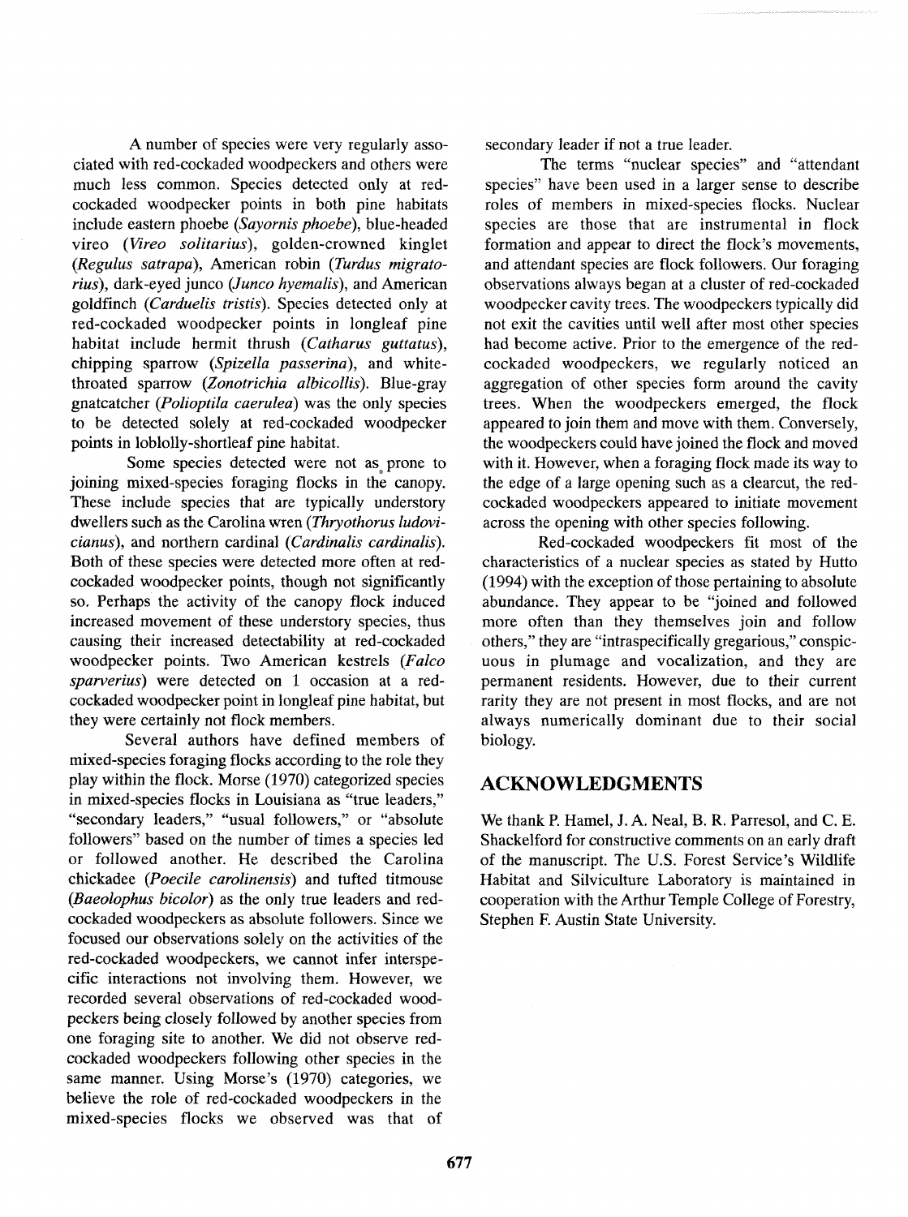A number of species were very regularly associated with red-cockaded woodpeckers and others were much less common. Species detected only at red-cockaded woodpecker points in both pine habitats include eastern phoebe (*Sayornis phoebe*), blue-headed vireo (*Vireo solitarius*), golden-crowned kinglet (*Regulus satrapa*), American robin (*Turdus migratorius*), dark-eyed junco (*Junco hyemalis*), and American goldfinch (*Carduelis tristis*). Species detected only at red-cockaded woodpecker points in longleaf pine habitat include hermit thrush (*Catharus guttatus*), chipping sparrow (*Spizella passerina*), and white-throated sparrow (*Zonotrichia albicollis*). Blue-gray gnatcatcher (*Polioptila caerulea*) was the only species to be detected solely at red-cockaded woodpecker points in loblolly-shortleaf pine habitat.

Some species detected were not as prone to joining mixed-species foraging flocks in the canopy. These include species that are typically understory dwellers such as the Carolina wren (*Thryothorus ludovicianus*), and northern cardinal (*Cardinalis cardinalis*). Both of these species were detected more often at red-cockaded woodpecker points, though not significantly so. Perhaps the activity of the canopy flock induced increased movement of these understory species, thus causing their increased detectability at red-cockaded woodpecker points. Two American kestrels (*Falco sparverius*) were detected on 1 occasion at a red-cockaded woodpecker point in longleaf pine habitat, but they were certainly not flock members.

Several authors have defined members of mixed-species foraging flocks according to the role they play within the flock. Morse (1970) categorized species in mixed-species flocks in Louisiana as "true leaders," "secondary leaders," "usual followers," or "absolute followers" based on the number of times a species led or followed another. He described the Carolina chickadee (*Poecile carolinensis*) and tufted titmouse (*Baeolophus bicolor*) as the only true leaders and red-cockaded woodpeckers as absolute followers. Since we focused our observations solely on the activities of the red-cockaded woodpeckers, we cannot infer interspecific interactions not involving them. However, we recorded several observations of red-cockaded woodpeckers being closely followed by another species from one foraging site to another. We did not observe red-cockaded woodpeckers following other species in the same manner. Using Morse's (1970) categories, we believe the role of red-cockaded woodpeckers in the mixed-species flocks we observed was that of secondary leader if not a true leader.

The terms "nuclear species" and "attendant species" have been used in a larger sense to describe roles of members in mixed-species flocks. Nuclear species are those that are instrumental in flock formation and appear to direct the flock's movements, and attendant species are flock followers. Our foraging observations always began at a cluster of red-cockaded woodpecker cavity trees. The woodpeckers typically did not exit the cavities until well after most other species had become active. Prior to the emergence of the red-cockaded woodpeckers, we regularly noticed an aggregation of other species form around the cavity trees. When the woodpeckers emerged, the flock appeared to join them and move with them. Conversely, the woodpeckers could have joined the flock and moved with it. However, when a foraging flock made its way to the edge of a large opening such as a clearcut, the red-cockaded woodpeckers appeared to initiate movement across the opening with other species following.

Red-cockaded woodpeckers fit most of the characteristics of a nuclear species as stated by Hutto (1994) with the exception of those pertaining to absolute abundance. They appear to be "joined and followed more often than they themselves join and follow others," they are "intraspecifically gregarious," conspicuous in plumage and vocalization, and they are permanent residents. However, due to their current rarity they are not present in most flocks, and are not always numerically dominant due to their social biology.

## ACKNOWLEDGMENTS

We thank P. Hamel, J. A. Neal, B. R. Parresol, and C. E. Shackelford for constructive comments on an early draft of the manuscript. The U.S. Forest Service's Wildlife Habitat and Silviculture Laboratory is maintained in cooperation with the Arthur Temple College of Forestry, Stephen F. Austin State University.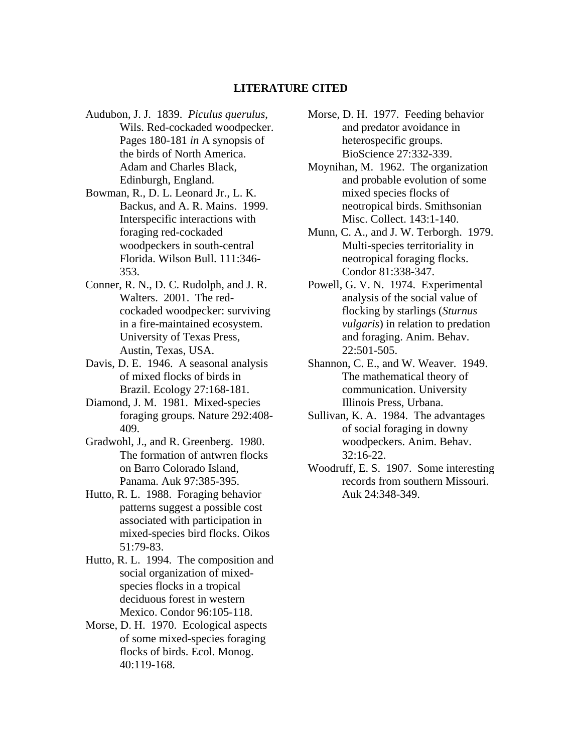## LITERATURE CITED

Audubon, J. J. 1839. *Piculus querulus*, Wils. Red-cockaded woodpecker. Pages 180-181 *in* A synopsis of the birds of North America. Adam and Charles Black, Edinburgh, England.

Bowman, R., D. L. Leonard Jr., L. K. Backus, and A. R. Mains. 1999. Interspecific interactions with foraging red-cockaded woodpeckers in south-central Florida. Wilson Bull. 111:346-353.

Conner, R. N., D. C. Rudolph, and J. R. Walters. 2001. The red-cockaded woodpecker: surviving in a fire-maintained ecosystem. University of Texas Press, Austin, Texas, USA.

Davis, D. E. 1946. A seasonal analysis of mixed flocks of birds in Brazil. Ecology 27:168-181.

Diamond, J. M. 1981. Mixed-species foraging groups. Nature 292:408-409.

Gradwohl, J., and R. Greenberg. 1980. The formation of antwren flocks on Barro Colorado Island, Panama. Auk 97:385-395.

Hutto, R. L. 1988. Foraging behavior patterns suggest a possible cost associated with participation in mixed-species bird flocks. Oikos 51:79-83.

Hutto, R. L. 1994. The composition and social organization of mixed-species flocks in a tropical deciduous forest in western Mexico. Condor 96:105-118.

Morse, D. H. 1970. Ecological aspects of some mixed-species foraging flocks of birds. Ecol. Monog. 40:119-168.

Morse, D. H. 1977. Feeding behavior and predator avoidance in heterospecific groups. BioScience 27:332-339.

Moynihan, M. 1962. The organization and probable evolution of some mixed species flocks of neotropical birds. Smithsonian Misc. Collect. 143:1-140.

Munn, C. A., and J. W. Terborgh. 1979. Multi-species territoriality in neotropical foraging flocks. Condor 81:338-347.

Powell, G. V. N. 1974. Experimental analysis of the social value of flocking by starlings (*Sturnus vulgaris*) in relation to predation and foraging. Anim. Behav. 22:501-505.

Shannon, C. E., and W. Weaver. 1949. The mathematical theory of communication. University Illinois Press, Urbana.

Sullivan, K. A. 1984. The advantages of social foraging in downy woodpeckers. Anim. Behav. 32:16-22.

Woodruff, E. S. 1907. Some interesting records from southern Missouri. Auk 24:348-349.